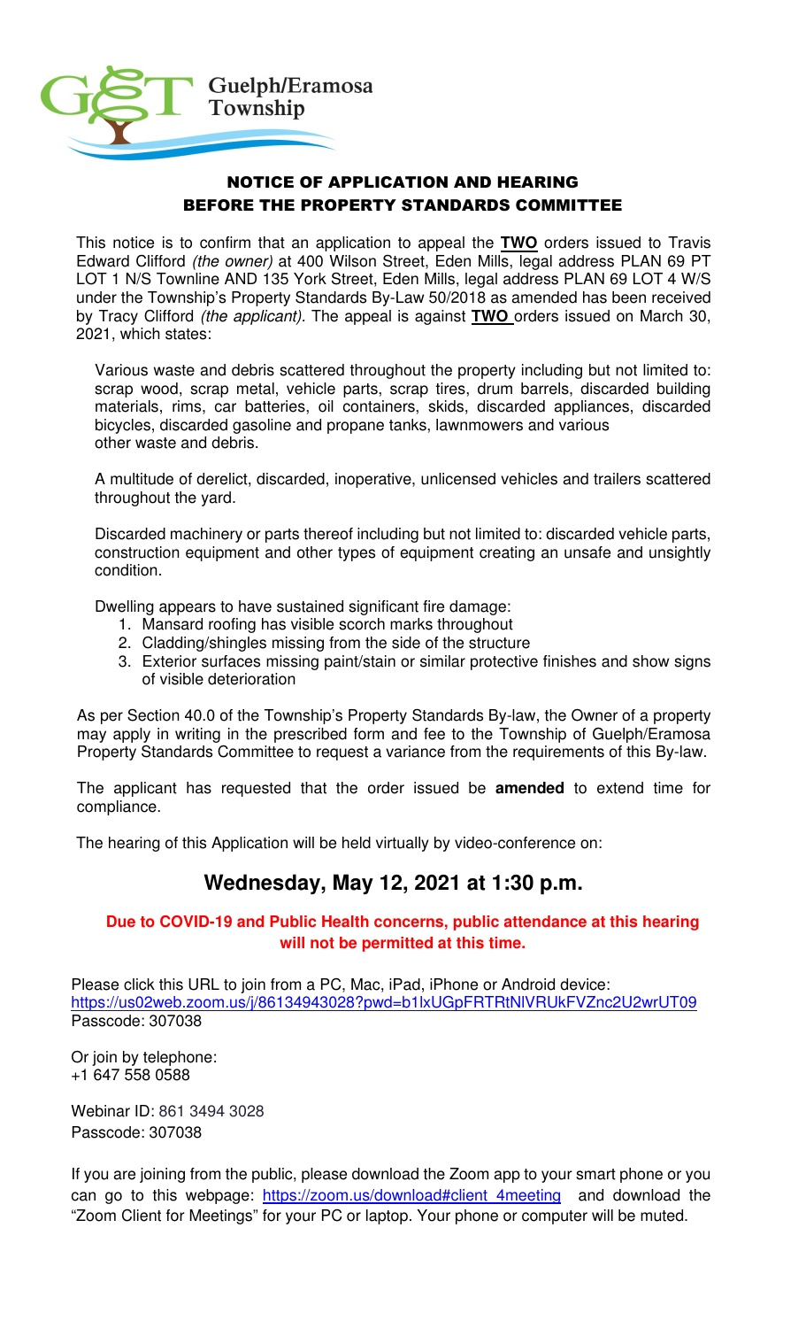Guelph/Eramosa Township

## NOTICE OF APPLICATION AND HEARING BEFORE THE PROPERTY STANDARDS COMMITTEE

This notice is to confirm that an application to appeal the **TWO** orders issued to Travis Edward Clifford *(the owner)* at 400 Wilson Street, Eden Mills, legal address PLAN 69 PT LOT 1 N/S Townline AND 135 York Street, Eden Mills, legal address PLAN 69 LOT 4 W/S under the Township's Property Standards By-Law 50/2018 as amended has been received by Tracy Clifford *(the applicant)*. The appeal is against **TWO** orders issued on March 30, 2021, which states:

Various waste and debris scattered throughout the property including but not limited to: scrap wood, scrap metal, vehicle parts, scrap tires, drum barrels, discarded building materials, rims, car batteries, oil containers, skids, discarded appliances, discarded bicycles, discarded gasoline and propane tanks, lawnmowers and various other waste and debris.

A multitude of derelict, discarded, inoperative, unlicensed vehicles and trailers scattered throughout the yard.

Discarded machinery or parts thereof including but not limited to: discarded vehicle parts, construction equipment and other types of equipment creating an unsafe and unsightly condition.

Dwelling appears to have sustained significant fire damage:

1. Mansard roofing has visible scorch marks throughout
2. Cladding/shingles missing from the side of the structure
3. Exterior surfaces missing paint/stain or similar protective finishes and show signs of visible deterioration

As per Section 40.0 of the Township's Property Standards By-law, the Owner of a property may apply in writing in the prescribed form and fee to the Township of Guelph/Eramosa Property Standards Committee to request a variance from the requirements of this By-law.

The applicant has requested that the order issued be **amended** to extend time for compliance.

The hearing of this Application will be held virtually by video-conference on:

## Wednesday, May 12, 2021 at 1:30 p.m.

**Due to COVID-19 and Public Health concerns, public attendance at this hearing will not be permitted at this time.**

Please click this URL to join from a PC, Mac, iPad, iPhone or Android device:
https://us02web.zoom.us/j/86134943028?pwd=b1lxUGpFRTRtNlVRUkFVZnc2U2wrUT09
Passcode: 307038

Or join by telephone:
+1 647 558 0588

Webinar ID: 861 3494 3028
Passcode: 307038

If you are joining from the public, please download the Zoom app to your smart phone or you can go to this webpage: https://zoom.us/download#client_4meeting and download the "Zoom Client for Meetings" for your PC or laptop. Your phone or computer will be muted.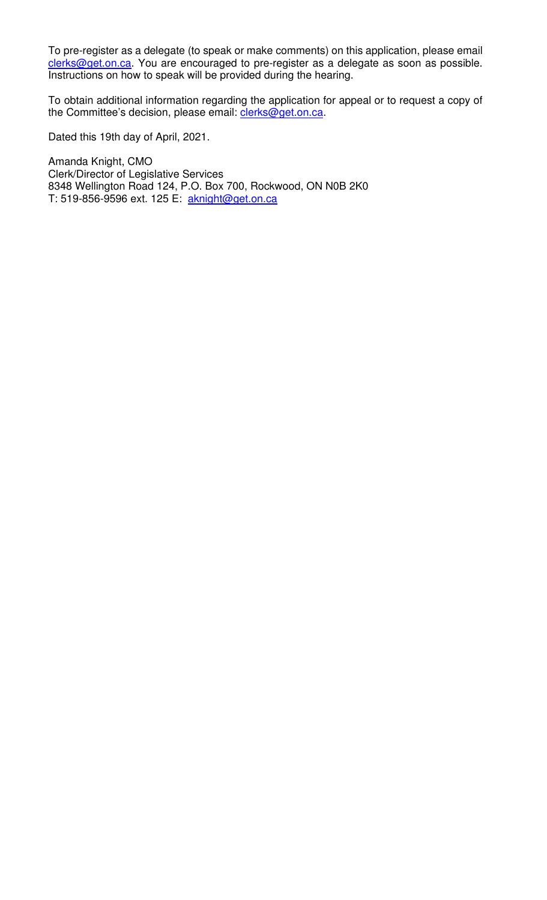To pre-register as a delegate (to speak or make comments) on this application, please email clerks@get.on.ca. You are encouraged to pre-register as a delegate as soon as possible. Instructions on how to speak will be provided during the hearing.

To obtain additional information regarding the application for appeal or to request a copy of the Committee's decision, please email: clerks@get.on.ca.

Dated this 19th day of April, 2021.

Amanda Knight, CMO
Clerk/Director of Legislative Services
8348 Wellington Road 124, P.O. Box 700, Rockwood, ON N0B 2K0
T: 519-856-9596 ext. 125 E: aknight@get.on.ca